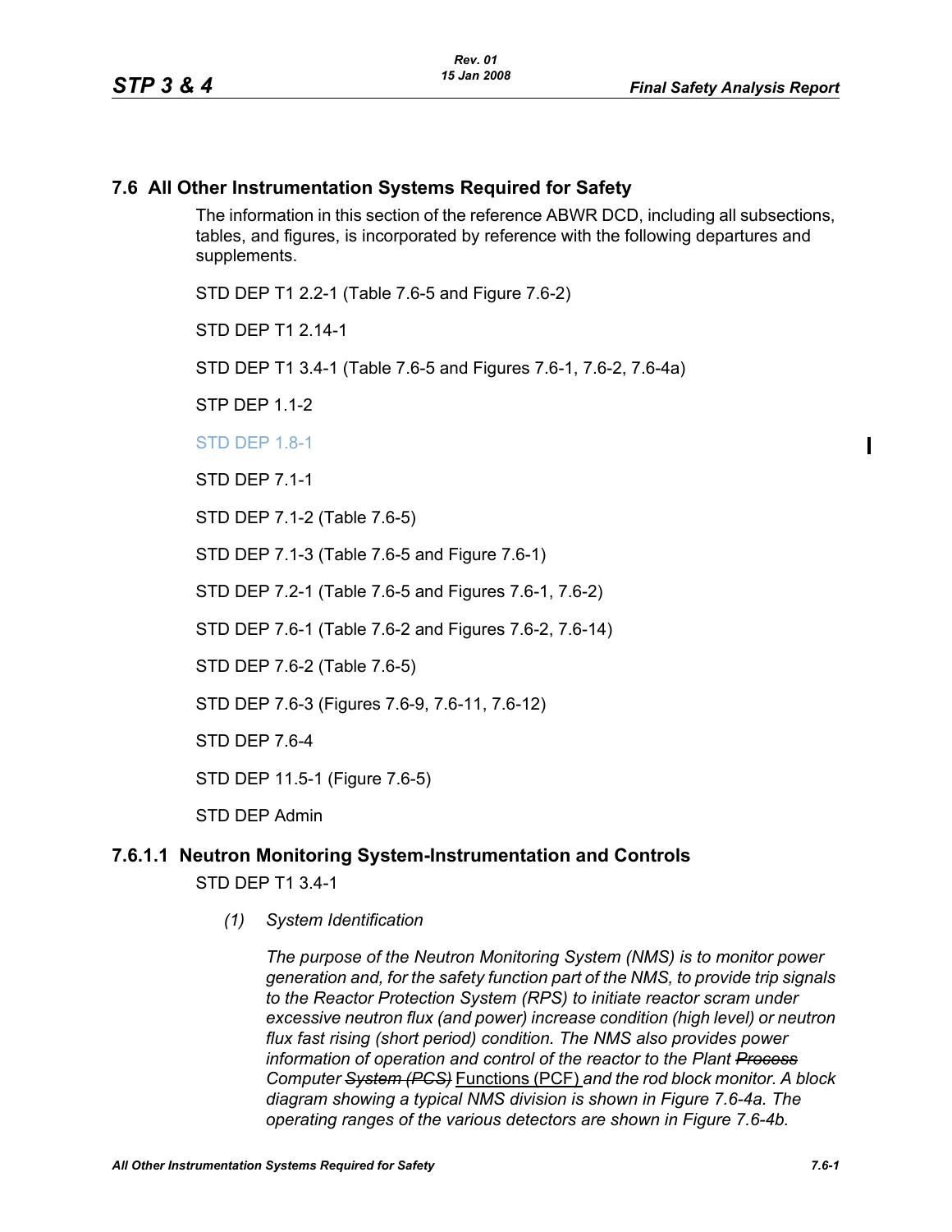## 7.6 All Other Instrumentation Systems Required for Safety

The information in this section of the reference ABWR DCD, including all subsections, tables, and figures, is incorporated by reference with the following departures and supplements.

STD DEP T1 2.2-1 (Table 7.6-5 and Figure 7.6-2)

STD DEP T1 2.14-1

STD DEP T1 3.4-1 (Table 7.6-5 and Figures 7.6-1, 7.6-2, 7.6-4a)

STP DEP 1.1-2

STD DEP 1.8-1

STD DEP 7.1-1

STD DEP 7.1-2 (Table 7.6-5)

STD DEP 7.1-3 (Table 7.6-5 and Figure 7.6-1)

STD DEP 7.2-1 (Table 7.6-5 and Figures 7.6-1, 7.6-2)

STD DEP 7.6-1 (Table 7.6-2 and Figures 7.6-2, 7.6-14)

STD DEP 7.6-2 (Table 7.6-5)

STD DEP 7.6-3 (Figures 7.6-9, 7.6-11, 7.6-12)

STD DEP 7.6-4

STD DEP 11.5-1 (Figure 7.6-5)

STD DEP Admin

### 7.6.1.1 Neutron Monitoring System-Instrumentation and Controls

STD DEP T1 3.4-1

*(1) System Identification*

*The purpose of the Neutron Monitoring System (NMS) is to monitor power generation and, for the safety function part of the NMS, to provide trip signals to the Reactor Protection System (RPS) to initiate reactor scram under excessive neutron flux (and power) increase condition (high level) or neutron flux fast rising (short period) condition. The NMS also provides power information of operation and control of the reactor to the Plant ~~Process~~ Computer ~~System (PCS)~~* Functions (PCF) *and the rod block monitor. A block diagram showing a typical NMS division is shown in Figure 7.6-4a. The operating ranges of the various detectors are shown in Figure 7.6-4b.*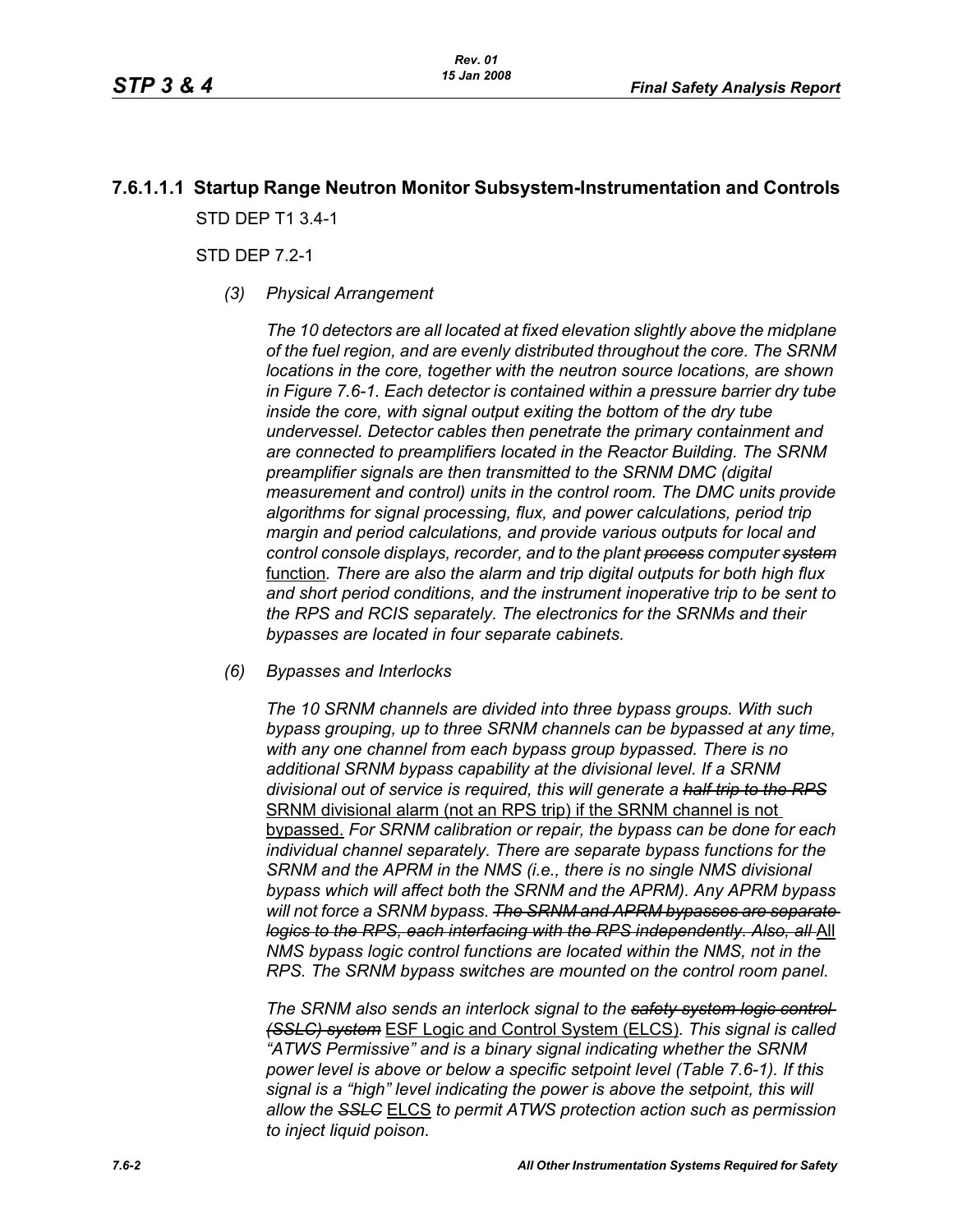### 7.6.1.1.1 Startup Range Neutron Monitor Subsystem-Instrumentation and Controls

STD DEP T1 3.4-1

STD DEP 7.2-1

*(3) Physical Arrangement*

*The 10 detectors are all located at fixed elevation slightly above the midplane of the fuel region, and are evenly distributed throughout the core. The SRNM locations in the core, together with the neutron source locations, are shown in Figure 7.6-1. Each detector is contained within a pressure barrier dry tube inside the core, with signal output exiting the bottom of the dry tube undervessel. Detector cables then penetrate the primary containment and are connected to preamplifiers located in the Reactor Building. The SRNM preamplifier signals are then transmitted to the SRNM DMC (digital measurement and control) units in the control room. The DMC units provide algorithms for signal processing, flux, and power calculations, period trip margin and period calculations, and provide various outputs for local and control console displays, recorder, and to the plant ~~process~~ computer ~~system~~* <u>function</u>*. There are also the alarm and trip digital outputs for both high flux and short period conditions, and the instrument inoperative trip to be sent to the RPS and RCIS separately. The electronics for the SRNMs and their bypasses are located in four separate cabinets.*

*(6) Bypasses and Interlocks*

*The 10 SRNM channels are divided into three bypass groups. With such bypass grouping, up to three SRNM channels can be bypassed at any time, with any one channel from each bypass group bypassed. There is no additional SRNM bypass capability at the divisional level. If a SRNM divisional out of service is required, this will generate a ~~half trip to the RPS~~* <u>SRNM divisional alarm (not an RPS trip) if the SRNM channel is not bypassed.</u> *For SRNM calibration or repair, the bypass can be done for each individual channel separately. There are separate bypass functions for the SRNM and the APRM in the NMS (i.e., there is no single NMS divisional bypass which will affect both the SRNM and the APRM). Any APRM bypass will not force a SRNM bypass. ~~The SRNM and APRM bypasses are separate logics to the RPS, each interfacing with the RPS independently. Also, all~~* <u>All</u> *NMS bypass logic control functions are located within the NMS, not in the RPS. The SRNM bypass switches are mounted on the control room panel.*

*The SRNM also sends an interlock signal to the ~~safety system logic control (SSLC) system~~* <u>ESF Logic and Control System (ELCS)</u>*. This signal is called "ATWS Permissive" and is a binary signal indicating whether the SRNM power level is above or below a specific setpoint level (Table 7.6-1). If this signal is a "high" level indicating the power is above the setpoint, this will allow the ~~SSLC~~* <u>ELCS</u> *to permit ATWS protection action such as permission to inject liquid poison.*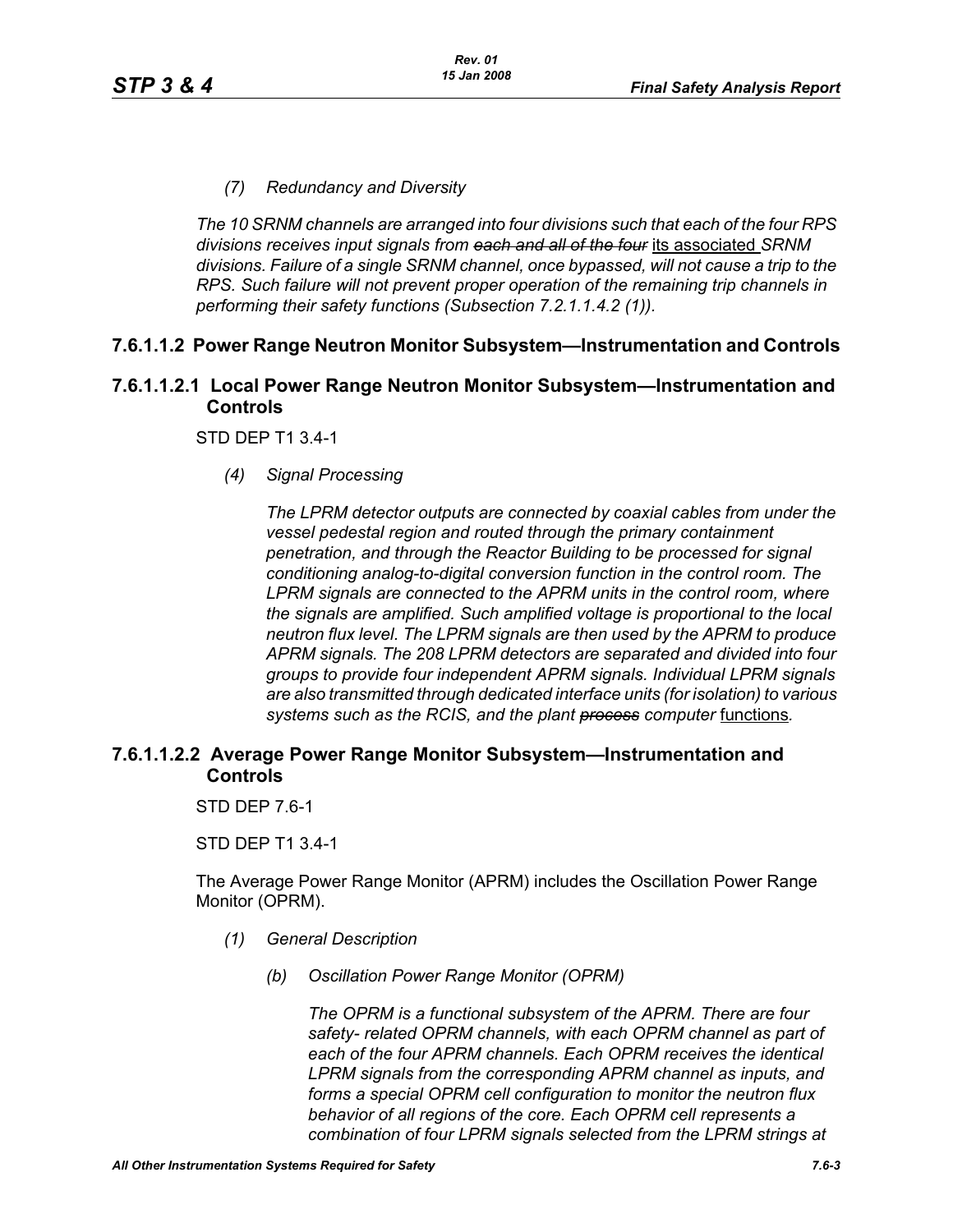*(7) Redundancy and Diversity*

*The 10 SRNM channels are arranged into four divisions such that each of the four RPS divisions receives input signals from ~~each and all of the four~~* <u>its associated</u> *SRNM divisions. Failure of a single SRNM channel, once bypassed, will not cause a trip to the RPS. Such failure will not prevent proper operation of the remaining trip channels in performing their safety functions (Subsection 7.2.1.1.4.2 (1)).*

## 7.6.1.1.2 Power Range Neutron Monitor Subsystem—Instrumentation and Controls

### 7.6.1.1.2.1 Local Power Range Neutron Monitor Subsystem—Instrumentation and Controls

STD DEP T1 3.4-1

*(4) Signal Processing*

*The LPRM detector outputs are connected by coaxial cables from under the vessel pedestal region and routed through the primary containment penetration, and through the Reactor Building to be processed for signal conditioning analog-to-digital conversion function in the control room. The LPRM signals are connected to the APRM units in the control room, where the signals are amplified. Such amplified voltage is proportional to the local neutron flux level. The LPRM signals are then used by the APRM to produce APRM signals. The 208 LPRM detectors are separated and divided into four groups to provide four independent APRM signals. Individual LPRM signals are also transmitted through dedicated interface units (for isolation) to various systems such as the RCIS, and the plant ~~process~~ computer* <u>functions</u>.

### 7.6.1.1.2.2 Average Power Range Monitor Subsystem—Instrumentation and Controls

STD DEP 7.6-1

STD DEP T1 3.4-1

The Average Power Range Monitor (APRM) includes the Oscillation Power Range Monitor (OPRM).

*(1) General Description*

*(b) Oscillation Power Range Monitor (OPRM)*

*The OPRM is a functional subsystem of the APRM. There are four safety- related OPRM channels, with each OPRM channel as part of each of the four APRM channels. Each OPRM receives the identical LPRM signals from the corresponding APRM channel as inputs, and forms a special OPRM cell configuration to monitor the neutron flux behavior of all regions of the core. Each OPRM cell represents a combination of four LPRM signals selected from the LPRM strings at*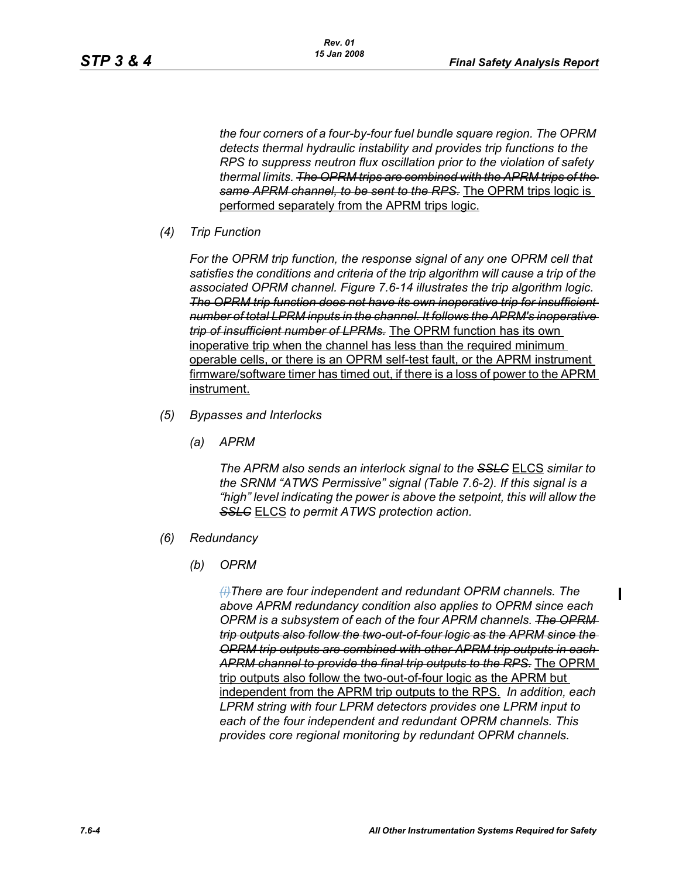*the four corners of a four-by-four fuel bundle square region. The OPRM detects thermal hydraulic instability and provides trip functions to the RPS to suppress neutron flux oscillation prior to the violation of safety thermal limits. ~~The OPRM trips are combined with the APRM trips of the same APRM channel, to be sent to the RPS.~~* The OPRM trips logic is performed separately from the APRM trips logic.

*(4) Trip Function*

*For the OPRM trip function, the response signal of any one OPRM cell that satisfies the conditions and criteria of the trip algorithm will cause a trip of the associated OPRM channel. Figure 7.6-14 illustrates the trip algorithm logic. ~~The OPRM trip function does not have its own inoperative trip for insufficient number of total LPRM inputs in the channel. It follows the APRM's inoperative trip of insufficient number of LPRMs.~~* The OPRM function has its own inoperative trip when the channel has less than the required minimum operable cells, or there is an OPRM self-test fault, or the APRM instrument firmware/software timer has timed out, if there is a loss of power to the APRM instrument.

*(5) Bypasses and Interlocks*

*(a) APRM*

*The APRM also sends an interlock signal to the ~~SSLC~~* ELCS *similar to the SRNM "ATWS Permissive" signal (Table 7.6-2). If this signal is a "high" level indicating the power is above the setpoint, this will allow the ~~SSLC~~* ELCS *to permit ATWS protection action.*

*(6) Redundancy*

*(b) OPRM*

*~~(i)~~There are four independent and redundant OPRM channels. The above APRM redundancy condition also applies to OPRM since each OPRM is a subsystem of each of the four APRM channels. ~~The OPRM trip outputs also follow the two-out-of-four logic as the APRM since the OPRM trip outputs are combined with other APRM trip outputs in each APRM channel to provide the final trip outputs to the RPS.~~* The OPRM trip outputs also follow the two-out-of-four logic as the APRM but independent from the APRM trip outputs to the RPS. *In addition, each LPRM string with four LPRM detectors provides one LPRM input to each of the four independent and redundant OPRM channels. This provides core regional monitoring by redundant OPRM channels.*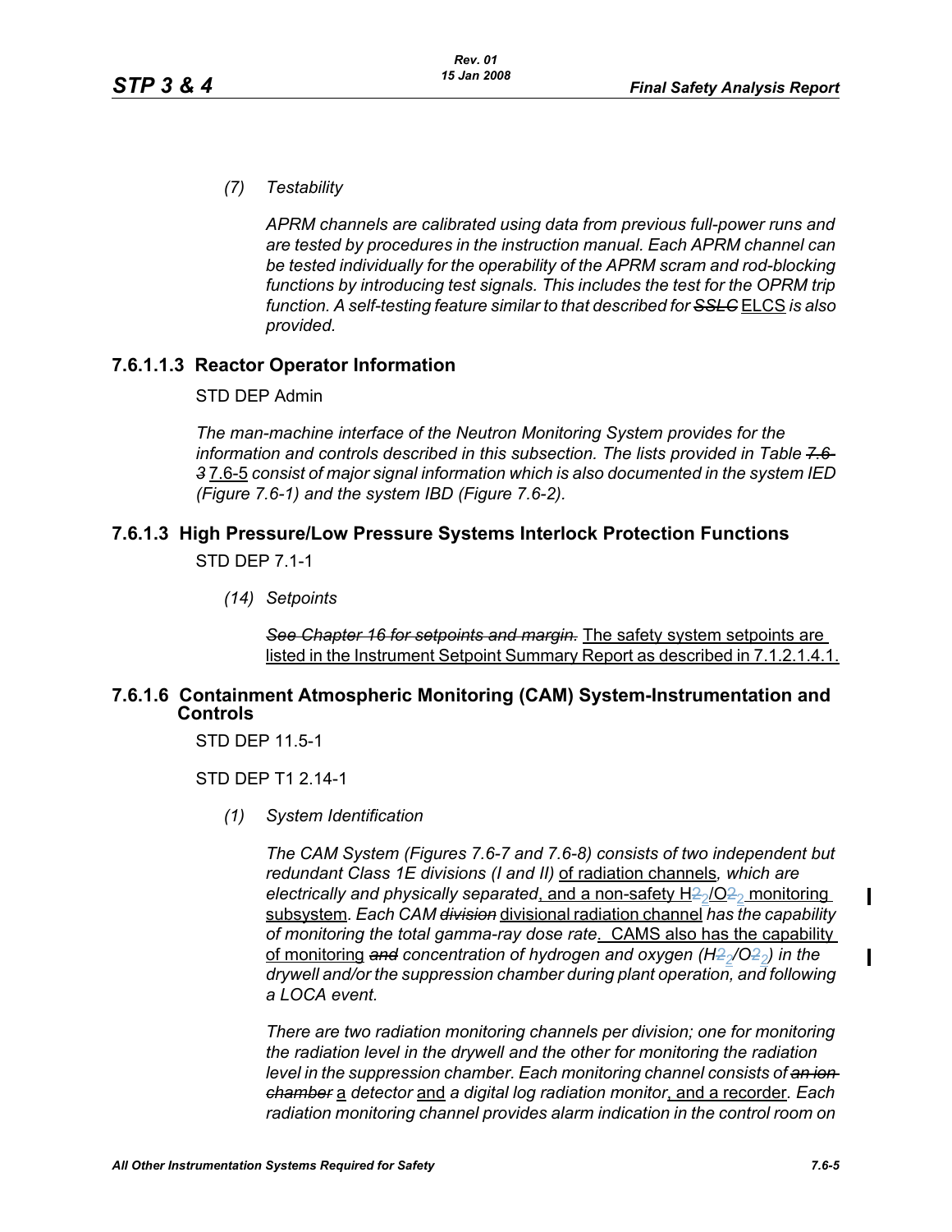*(7) Testability*

*APRM channels are calibrated using data from previous full-power runs and are tested by procedures in the instruction manual. Each APRM channel can be tested individually for the operability of the APRM scram and rod-blocking functions by introducing test signals. This includes the test for the OPRM trip function. A self-testing feature similar to that described for ~~SSLC~~* ELCS *is also provided.*

### 7.6.1.1.3 Reactor Operator Information

STD DEP Admin

*The man-machine interface of the Neutron Monitoring System provides for the information and controls described in this subsection. The lists provided in Table ~~7.6-3~~* 7.6-5 *consist of major signal information which is also documented in the system IED (Figure 7.6-1) and the system IBD (Figure 7.6-2).*

## 7.6.1.3 High Pressure/Low Pressure Systems Interlock Protection Functions

STD DEP 7.1-1

*(14) Setpoints*

~~*See Chapter 16 for setpoints and margin.*~~ The safety system setpoints are listed in the Instrument Setpoint Summary Report as described in 7.1.2.1.4.1.

## 7.6.1.6 Containment Atmospheric Monitoring (CAM) System-Instrumentation and Controls

STD DEP 11.5-1

STD DEP T1 2.14-1

*(1) System Identification*

*The CAM System (Figures 7.6-7 and 7.6-8) consists of two independent but redundant Class 1E divisions (I and II)* of radiation channels*, which are electrically and physically separated*, and a non-safety $H_2/O_2$ monitoring subsystem*. Each CAM ~~division~~* divisional radiation channel *has the capability of monitoring the total gamma-ray dose rate*. CAMS also has the capability of monitoring *~~and~~ concentration of hydrogen and oxygen ($H_2/O_2$) in the drywell and/or the suppression chamber during plant operation, and following a LOCA event.*

*There are two radiation monitoring channels per division; one for monitoring the radiation level in the drywell and the other for monitoring the radiation level in the suppression chamber. Each monitoring channel consists of ~~an ion chamber~~* a *detector* and *a digital log radiation monitor*, and a recorder*. Each radiation monitoring channel provides alarm indication in the control room on*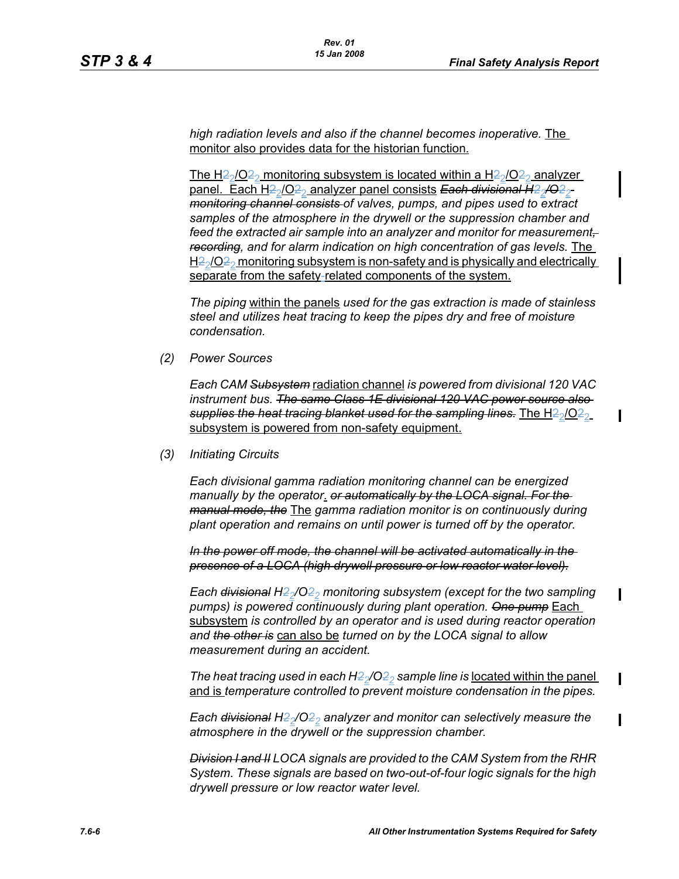*high radiation levels and also if the channel becomes inoperative.* The monitor also provides data for the historian function.

The $H_2/O_2$ monitoring subsystem is located within a $H_2/O_2$ analyzer panel. Each $H_2/O_2$ analyzer panel consists ~~*Each divisional $H_2/O_2$ monitoring channel consists*~~ *of valves, pumps, and pipes used to extract samples of the atmosphere in the drywell or the suppression chamber and feed the extracted air sample into an analyzer and monitor for measurement*~~*, recording*~~*, and for alarm indication on high concentration of gas levels.* The $H_2/O_2$ monitoring subsystem is non-safety and is physically and electrically separate from the safety-related components of the system.

*The piping* within the panels *used for the gas extraction is made of stainless steel and utilizes heat tracing to keep the pipes dry and free of moisture condensation.*

*(2) Power Sources*

*Each CAM* ~~*Subsystem*~~ radiation channel *is powered from divisional 120 VAC instrument bus.* ~~*The same Class 1E divisional 120 VAC power source also supplies the heat tracing blanket used for the sampling lines.*~~ The $H_2/O_2$ subsystem is powered from non-safety equipment.

*(3) Initiating Circuits*

*Each divisional gamma radiation monitoring channel can be energized manually by the operator*. ~~*or automatically by the LOCA signal. For the manual mode, the*~~ The *gamma radiation monitor is on continuously during plant operation and remains on until power is turned off by the operator.*

~~*In the power off mode, the channel will be activated automatically in the presence of a LOCA (high drywell pressure or low reactor water level).*~~

*Each* ~~*divisional*~~ *$H_2/O_2$ monitoring subsystem (except for the two sampling pumps) is powered continuously during plant operation.* ~~*One pump*~~ Each subsystem *is controlled by an operator and is used during reactor operation and* ~~*the other is*~~ can also be *turned on by the LOCA signal to allow measurement during an accident.*

*The heat tracing used in each $H_2/O_2$ sample line is* located within the panel and is *temperature controlled to prevent moisture condensation in the pipes.*

*Each* ~~*divisional*~~ *$H_2/O_2$ analyzer and monitor can selectively measure the atmosphere in the drywell or the suppression chamber.*

~~*Division I and II*~~ *LOCA signals are provided to the CAM System from the RHR System. These signals are based on two-out-of-four logic signals for the high drywell pressure or low reactor water level.*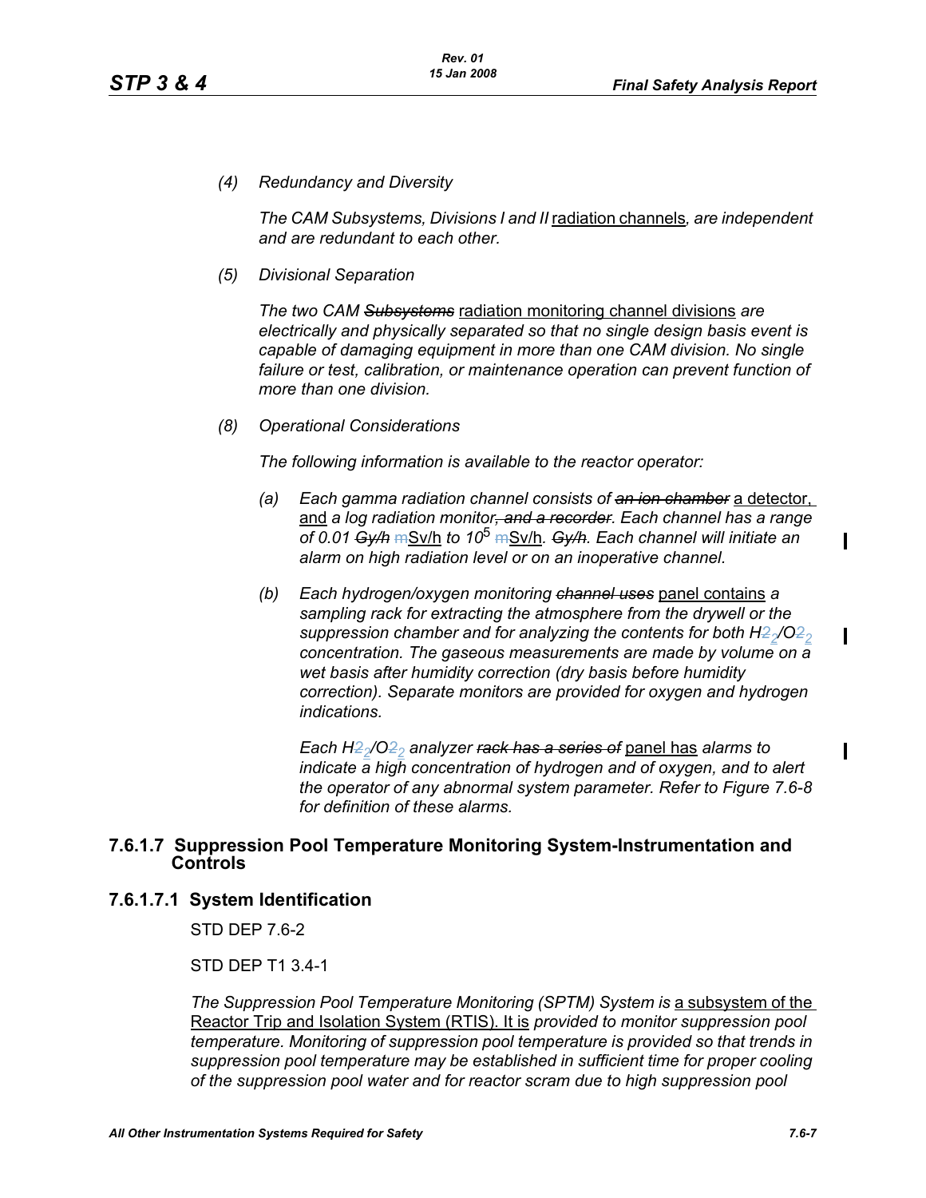*(4) Redundancy and Diversity*

*The CAM Subsystems, Divisions I and II* radiation channels*, are independent and are redundant to each other.*

*(5) Divisional Separation*

*The two CAM ~~Subsystems~~* radiation monitoring channel divisions *are electrically and physically separated so that no single design basis event is capable of damaging equipment in more than one CAM division. No single failure or test, calibration, or maintenance operation can prevent function of more than one division.*

*(8) Operational Considerations*

*The following information is available to the reactor operator:*

*(a) Each gamma radiation channel consists of ~~an ion chamber~~* a detector, and *a log radiation monitor~~, and a recorder~~. Each channel has a range of 0.01 ~~Gy/h~~* ~~m~~Sv/h *to $10^5$* ~~m~~Sv/h*. ~~Gy/h~~. Each channel will initiate an alarm on high radiation level or on an inoperative channel.*

*(b) Each hydrogen/oxygen monitoring ~~channel uses~~* panel contains *a sampling rack for extracting the atmosphere from the drywell or the suppression chamber and for analyzing the contents for both $H_2/O_2$ concentration. The gaseous measurements are made by volume on a wet basis after humidity correction (dry basis before humidity correction). Separate monitors are provided for oxygen and hydrogen indications.*

*Each $H_2/O_2$ analyzer ~~rack has a series of~~* panel has *alarms to indicate a high concentration of hydrogen and of oxygen, and to alert the operator of any abnormal system parameter. Refer to Figure 7.6-8 for definition of these alarms.*

## 7.6.1.7 Suppression Pool Temperature Monitoring System-Instrumentation and Controls

### 7.6.1.7.1 System Identification

STD DEP 7.6-2

STD DEP T1 3.4-1

*The Suppression Pool Temperature Monitoring (SPTM) System is* a subsystem of the Reactor Trip and Isolation System (RTIS). It is *provided to monitor suppression pool temperature. Monitoring of suppression pool temperature is provided so that trends in suppression pool temperature may be established in sufficient time for proper cooling of the suppression pool water and for reactor scram due to high suppression pool*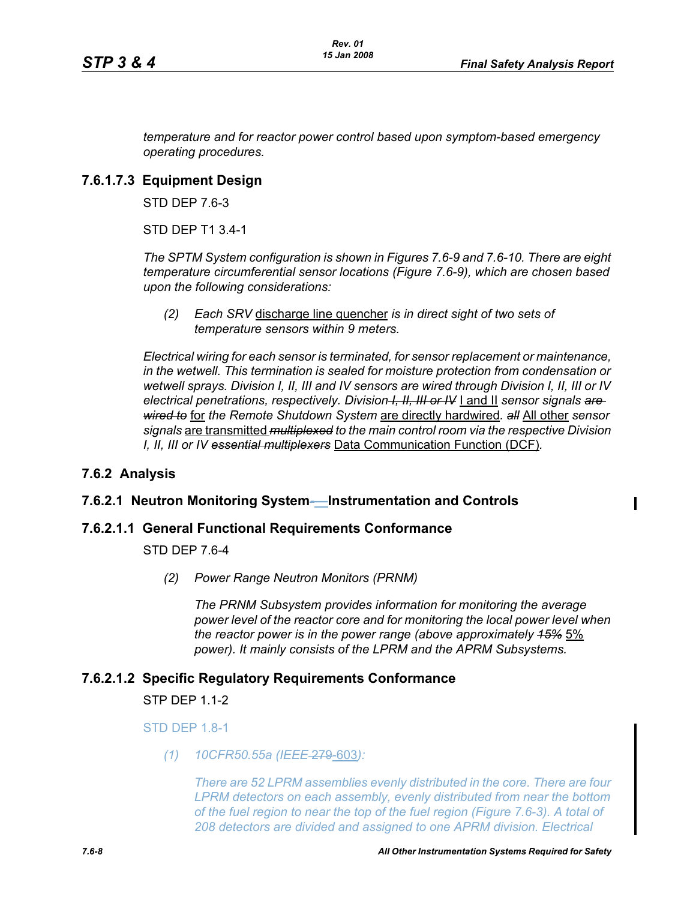*temperature and for reactor power control based upon symptom-based emergency operating procedures.*

### 7.6.1.7.3 Equipment Design

STD DEP 7.6-3

STD DEP T1 3.4-1

*The SPTM System configuration is shown in Figures 7.6-9 and 7.6-10. There are eight temperature circumferential sensor locations (Figure 7.6-9), which are chosen based upon the following considerations:*

*(2) Each SRV* <u>discharge line quencher</u> *is in direct sight of two sets of temperature sensors within 9 meters.*

*Electrical wiring for each sensor is terminated, for sensor replacement or maintenance, in the wetwell. This termination is sealed for moisture protection from condensation or wetwell sprays. Division I, II, III and IV sensors are wired through Division I, II, III or IV electrical penetrations, respectively. Division ~~I, II, III or IV~~* <u>I and II</u> *sensor signals ~~are wired to~~* <u>for</u> *the Remote Shutdown System* <u>are directly hardwired</u>*. ~~all~~* <u>All other</u> *sensor signals* <u>are transmitted</u> *~~multiplexed~~ to the main control room via the respective Division I, II, III or IV ~~essential multiplexers~~* <u>Data Communication Function (DCF)</u>*.*

## 7.6.2 Analysis

### 7.6.2.1 Neutron Monitoring System - Instrumentation and Controls

### 7.6.2.1.1 General Functional Requirements Conformance

STD DEP 7.6-4

*(2) Power Range Neutron Monitors (PRNM)*

*The PRNM Subsystem provides information for monitoring the average power level of the reactor core and for monitoring the local power level when the reactor power is in the power range (above approximately ~~15%~~* <u>5%</u> *power). It mainly consists of the LPRM and the APRM Subsystems.*

### 7.6.2.1.2 Specific Regulatory Requirements Conformance

STP DEP 1.1-2

STD DEP 1.8-1

*(1) 10CFR50.55a (IEEE ~~279~~* <u>603</u>*):*

*There are 52 LPRM assemblies evenly distributed in the core. There are four LPRM detectors on each assembly, evenly distributed from near the bottom of the fuel region to near the top of the fuel region (Figure 7.6-3). A total of 208 detectors are divided and assigned to one APRM division. Electrical*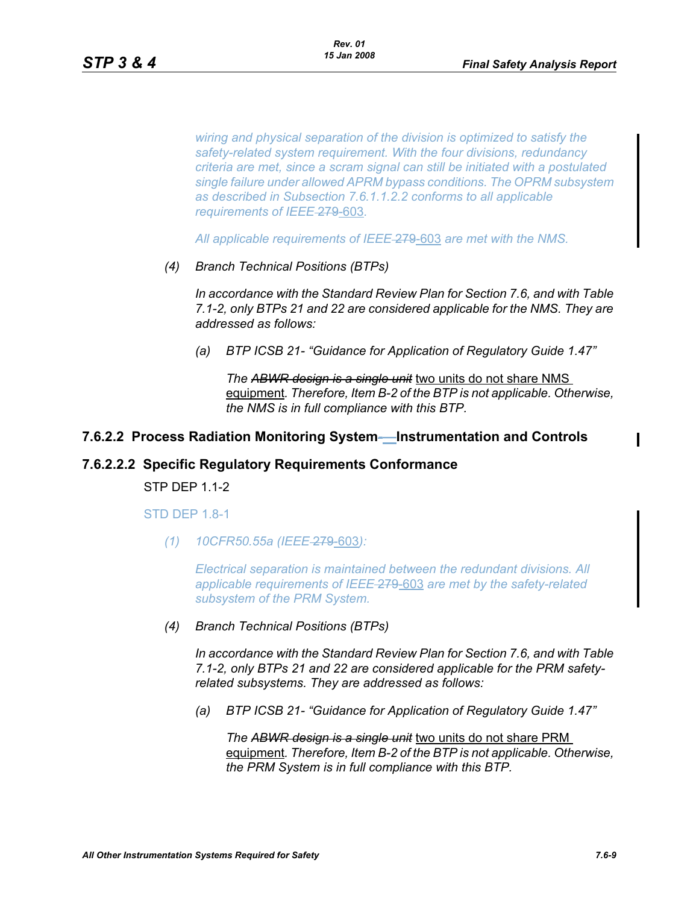*wiring and physical separation of the division is optimized to satisfy the safety-related system requirement. With the four divisions, redundancy criteria are met, since a scram signal can still be initiated with a postulated single failure under allowed APRM bypass conditions. The OPRM subsystem as described in Subsection 7.6.1.1.2.2 conforms to all applicable requirements of IEEE ~~279~~-603.*

*All applicable requirements of IEEE ~~279~~-603 are met with the NMS.*

*(4) Branch Technical Positions (BTPs)*

*In accordance with the Standard Review Plan for Section 7.6, and with Table 7.1-2, only BTPs 21 and 22 are considered applicable for the NMS. They are addressed as follows:*

*(a) BTP ICSB 21- "Guidance for Application of Regulatory Guide 1.47"*

*The ~~ABWR design is a single unit~~* two units do not share NMS equipment*. Therefore, Item B-2 of the BTP is not applicable. Otherwise, the NMS is in full compliance with this BTP.*

### 7.6.2.2 Process Radiation Monitoring System - Instrumentation and Controls

### 7.6.2.2.2 Specific Regulatory Requirements Conformance

STP DEP 1.1-2

STD DEP 1.8-1

*(1) 10CFR50.55a (IEEE ~~279~~-603):*

*Electrical separation is maintained between the redundant divisions. All applicable requirements of IEEE ~~279~~-603 are met by the safety-related subsystem of the PRM System.*

*(4) Branch Technical Positions (BTPs)*

*In accordance with the Standard Review Plan for Section 7.6, and with Table 7.1-2, only BTPs 21 and 22 are considered applicable for the PRM safety-related subsystems. They are addressed as follows:*

*(a) BTP ICSB 21- "Guidance for Application of Regulatory Guide 1.47"*

*The ~~ABWR design is a single unit~~* two units do not share PRM equipment*. Therefore, Item B-2 of the BTP is not applicable. Otherwise, the PRM System is in full compliance with this BTP.*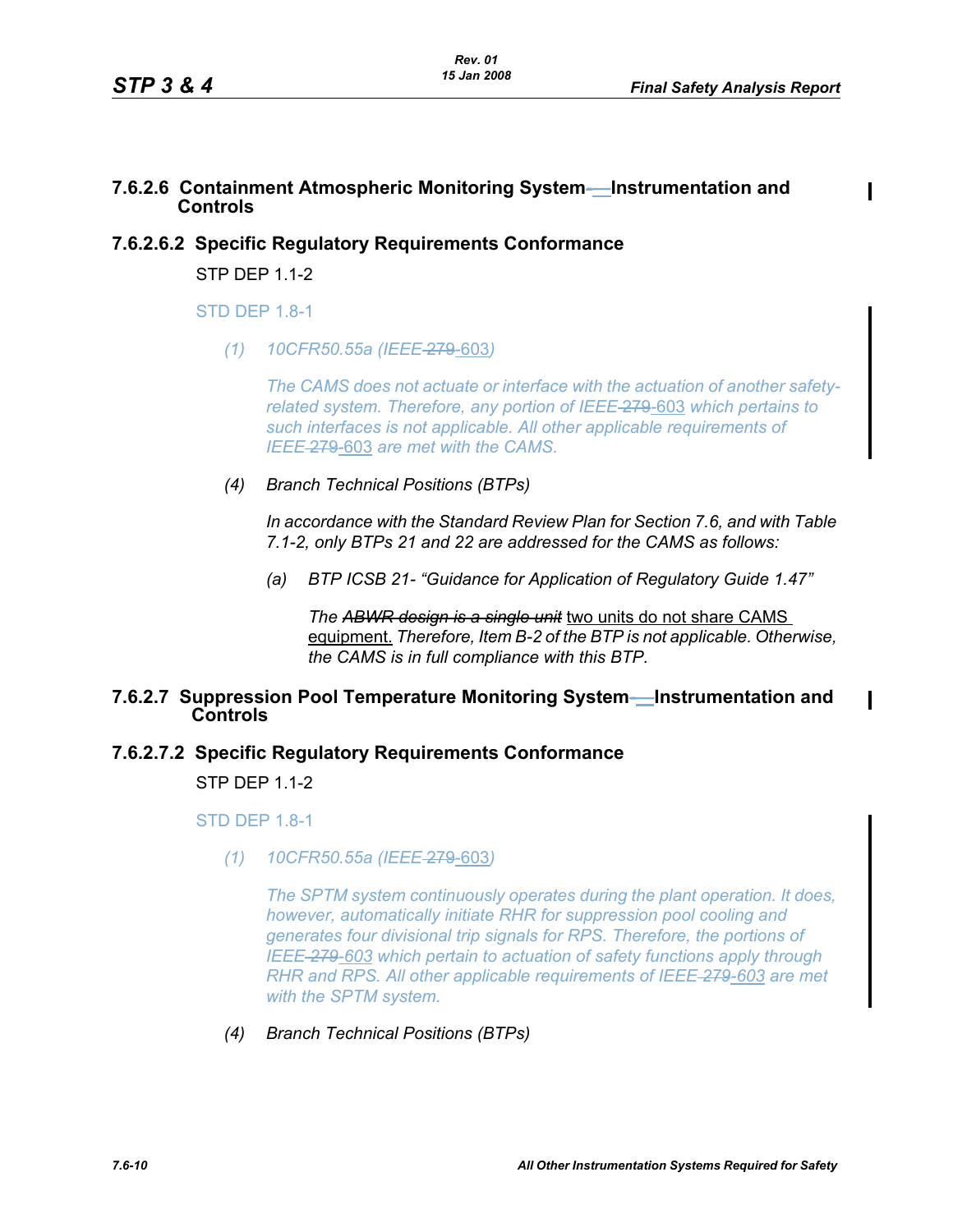### 7.6.2.6 Containment Atmospheric Monitoring System — Instrumentation and Controls

### 7.6.2.6.2 Specific Regulatory Requirements Conformance

STP DEP 1.1-2

STD DEP 1.8-1

*(1) 10CFR50.55a (IEEE ~~279~~ 603)*

*The CAMS does not actuate or interface with the actuation of another safety-related system. Therefore, any portion of IEEE ~~279~~ 603 which pertains to such interfaces is not applicable. All other applicable requirements of IEEE ~~279~~ 603 are met with the CAMS.*

*(4) Branch Technical Positions (BTPs)*

*In accordance with the Standard Review Plan for Section 7.6, and with Table 7.1-2, only BTPs 21 and 22 are addressed for the CAMS as follows:*

*(a) BTP ICSB 21- "Guidance for Application of Regulatory Guide 1.47"*

*The ~~ABWR design is a single unit~~* two units do not share CAMS equipment. *Therefore, Item B-2 of the BTP is not applicable. Otherwise, the CAMS is in full compliance with this BTP.*

### 7.6.2.7 Suppression Pool Temperature Monitoring System — Instrumentation and Controls

### 7.6.2.7.2 Specific Regulatory Requirements Conformance

STP DEP 1.1-2

STD DEP 1.8-1

*(1) 10CFR50.55a (IEEE ~~279~~ 603)*

*The SPTM system continuously operates during the plant operation. It does, however, automatically initiate RHR for suppression pool cooling and generates four divisional trip signals for RPS. Therefore, the portions of IEEE ~~279~~ 603 which pertain to actuation of safety functions apply through RHR and RPS. All other applicable requirements of IEEE ~~279~~ 603 are met with the SPTM system.*

*(4) Branch Technical Positions (BTPs)*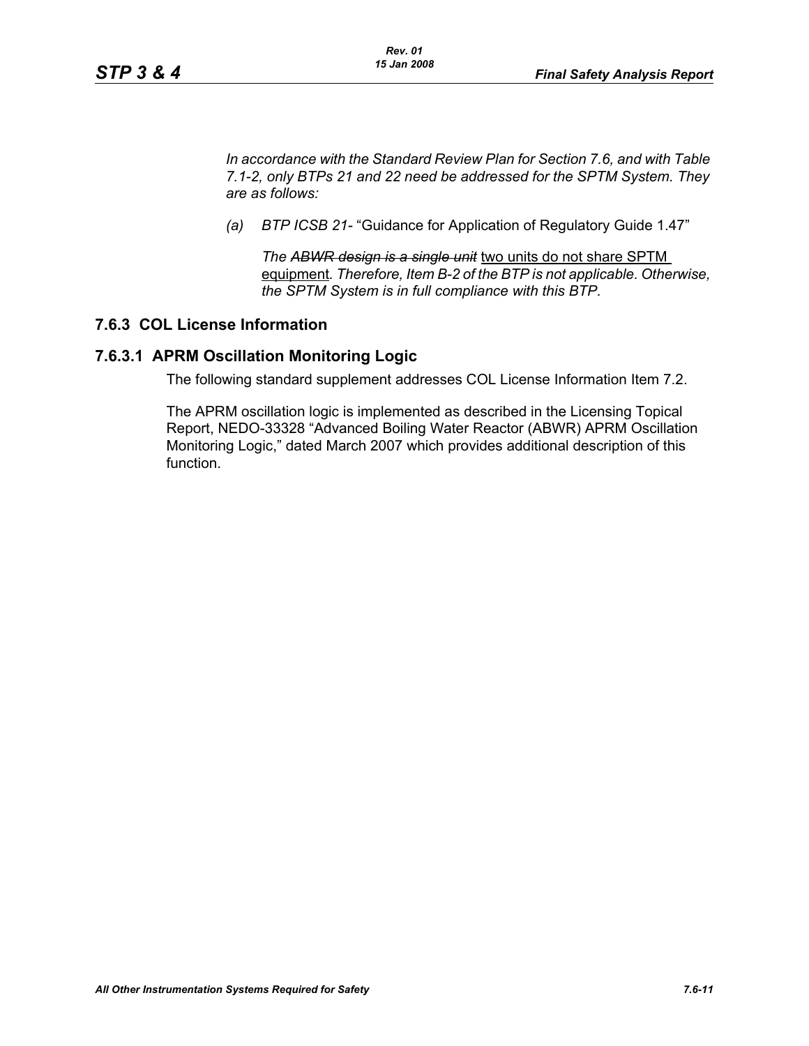*In accordance with the Standard Review Plan for Section 7.6, and with Table 7.1-2, only BTPs 21 and 22 need be addressed for the SPTM System. They are as follows:*

*(a) BTP ICSB 21-* “Guidance for Application of Regulatory Guide 1.47”

*The ~~ABWR design is a single unit~~* two units do not share SPTM equipment*. Therefore, Item B-2 of the BTP is not applicable. Otherwise, the SPTM System is in full compliance with this BTP.*

## 7.6.3 COL License Information

### 7.6.3.1 APRM Oscillation Monitoring Logic

The following standard supplement addresses COL License Information Item 7.2.

The APRM oscillation logic is implemented as described in the Licensing Topical Report, NEDO-33328 “Advanced Boiling Water Reactor (ABWR) APRM Oscillation Monitoring Logic,” dated March 2007 which provides additional description of this function.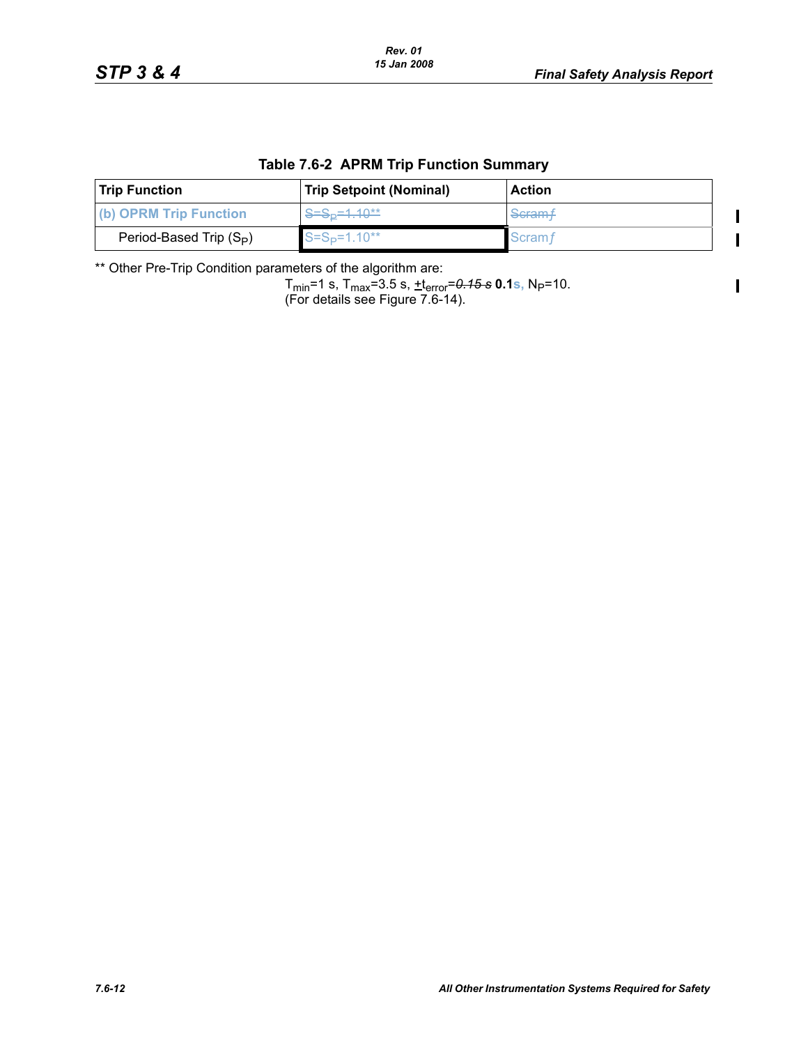**Table 7.6-2 APRM Trip Function Summary**

| Trip Function | Trip Setpoint (Nominal) | Action |
|---|---|---|
| **(b) OPRM Trip Function** | ~~$S=S_P=1.10$**~~ | ~~Scram *f*~~ |
| Period-Based Trip ($S_P$) | $S=S_P=1.10$** | Scram *f* |

** Other Pre-Trip Condition parameters of the algorithm are:

$T_{min}$=1 s, $T_{max}$=3.5 s, $\pm t_{error}$=~~*0.15 s*~~ **0.1**s, $N_P$=10.
(For details see Figure 7.6-14).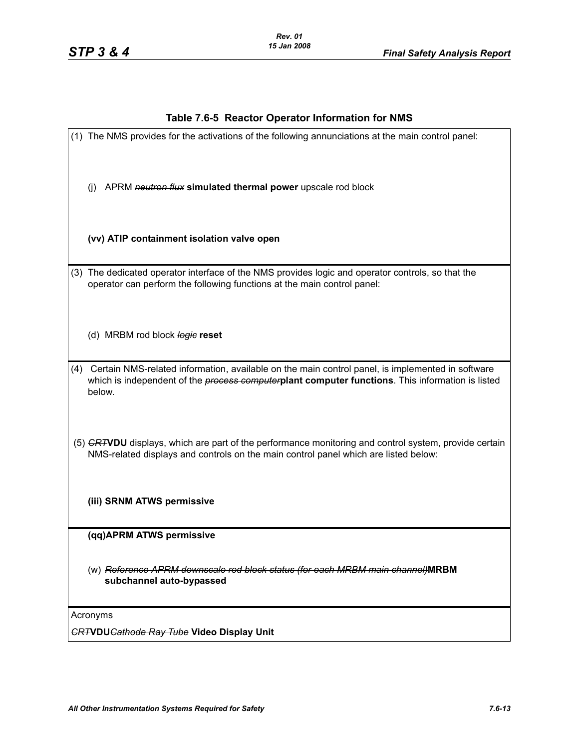## Table 7.6-5 Reactor Operator Information for NMS

(1) The NMS provides for the activations of the following annunciations at the main control panel:

(j) APRM ~~*neutron flux*~~ **simulated thermal power** upscale rod block

**(vv) ATIP containment isolation valve open**

---

(3) The dedicated operator interface of the NMS provides logic and operator controls, so that the operator can perform the following functions at the main control panel:

(d) MRBM rod block ~~*logic*~~ **reset**

---

(4) Certain NMS-related information, available on the main control panel, is implemented in software which is independent of the ~~*process computer*~~**plant computer functions**. This information is listed below.

(5) ~~*CRT*~~**VDU** displays, which are part of the performance monitoring and control system, provide certain NMS-related displays and controls on the main control panel which are listed below:

**(iii) SRNM ATWS permissive**

---

**(qq)APRM ATWS permissive**

(w) ~~*Reference APRM downscale rod block status (for each MRBM main channel)*~~**MRBM subchannel auto-bypassed**

---

Acronyms

~~*CRT*~~**VDU** ~~*Cathode Ray Tube*~~ **Video Display Unit**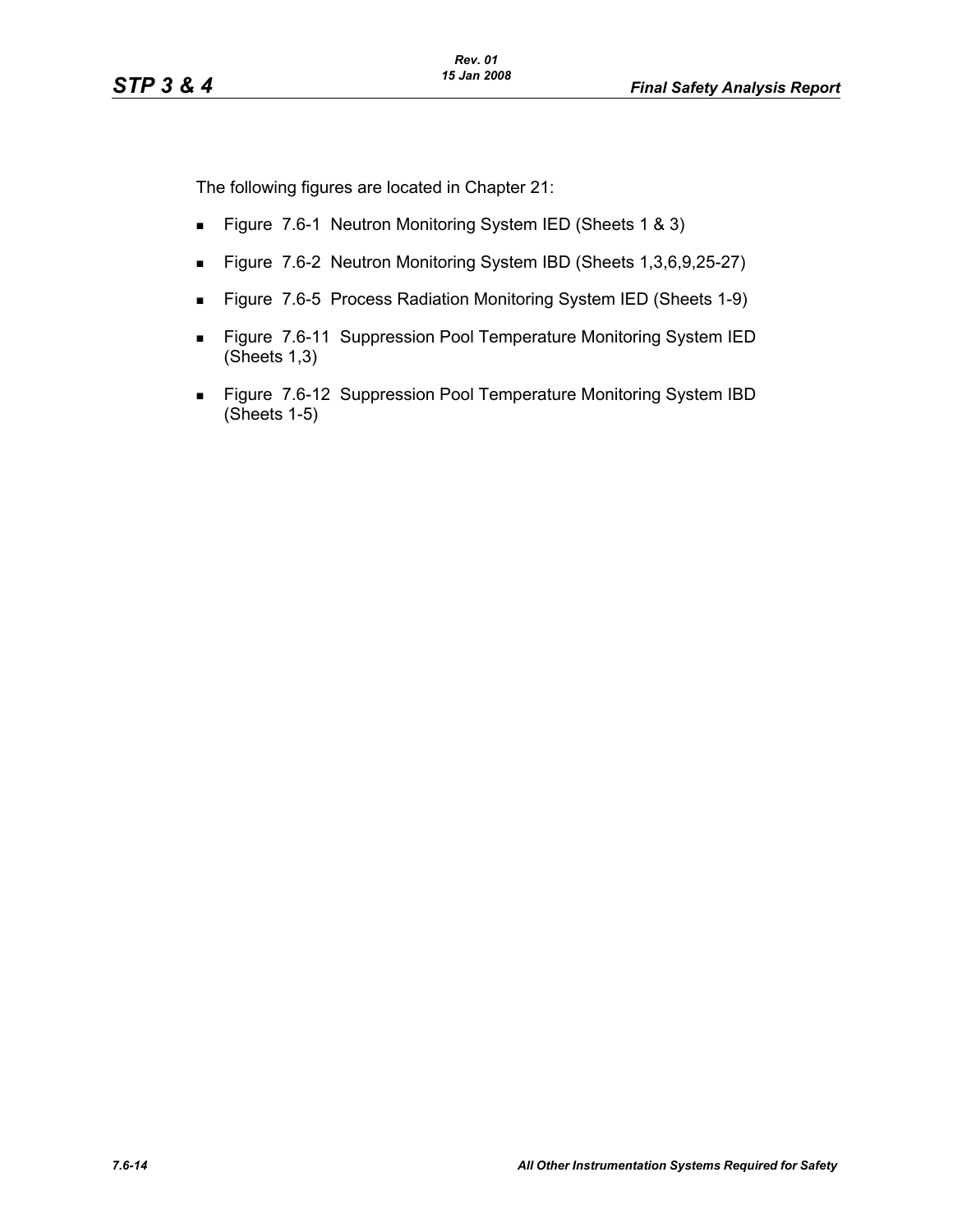The following figures are located in Chapter 21:

- Figure 7.6-1 Neutron Monitoring System IED (Sheets 1 & 3)
- Figure 7.6-2 Neutron Monitoring System IBD (Sheets 1,3,6,9,25-27)
- Figure 7.6-5 Process Radiation Monitoring System IED (Sheets 1-9)
- Figure 7.6-11 Suppression Pool Temperature Monitoring System IED (Sheets 1,3)
- Figure 7.6-12 Suppression Pool Temperature Monitoring System IBD (Sheets 1-5)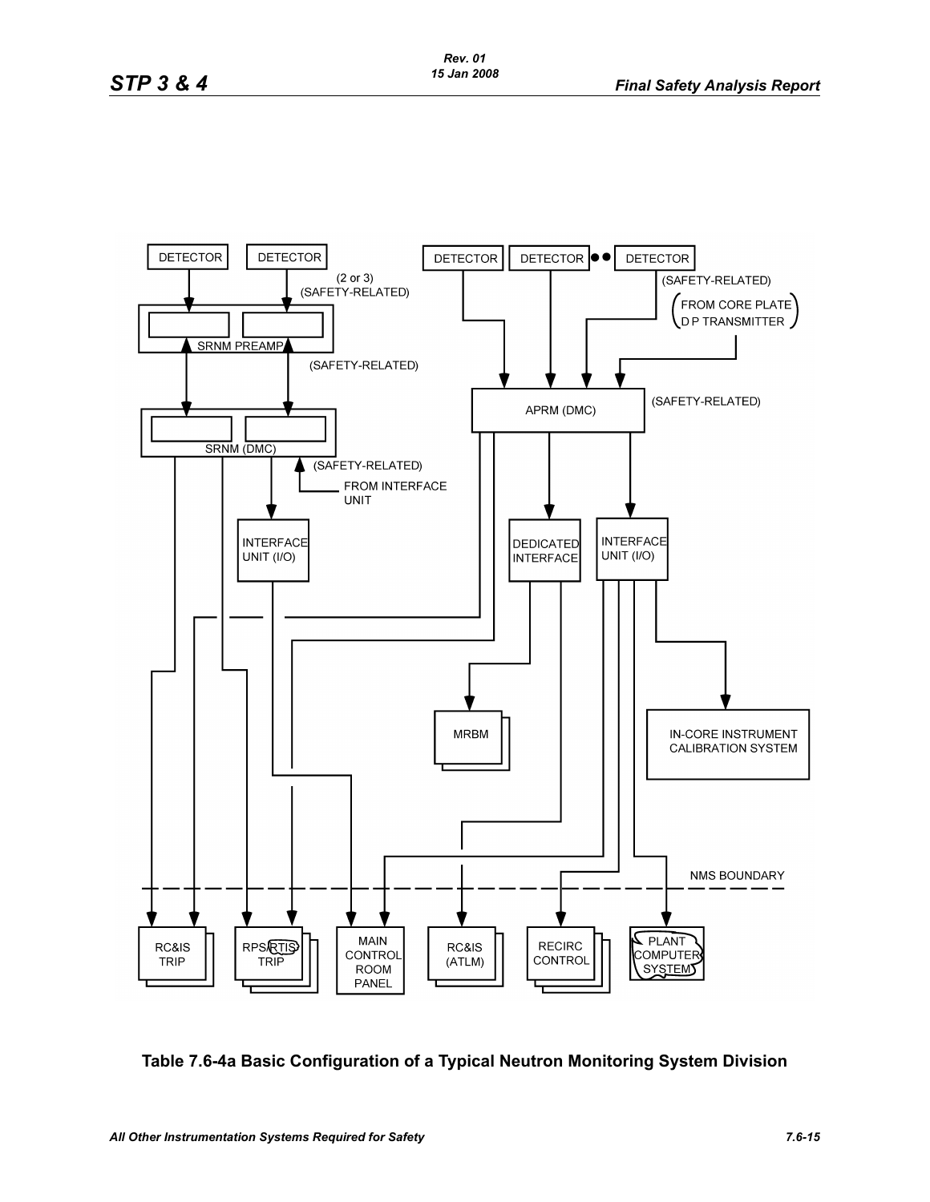**Table 7.6-4a Basic Configuration of a Typical Neutron Monitoring System Division**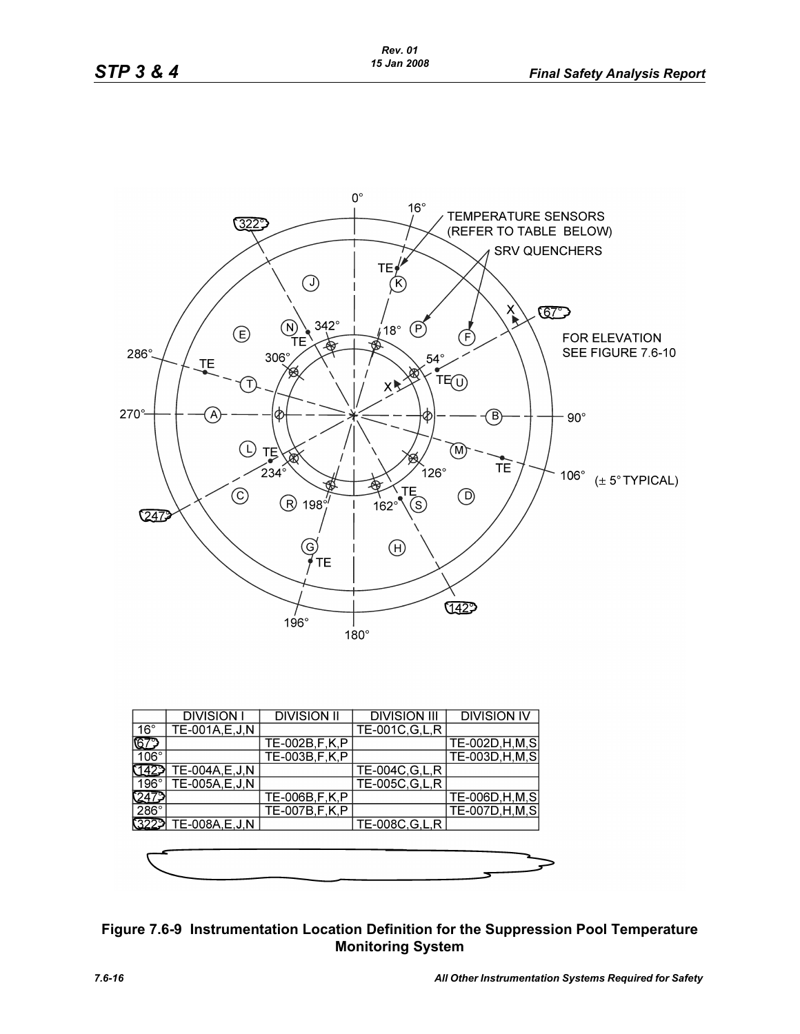| | DIVISION I | DIVISION II | DIVISION III | DIVISION IV |
|---|---|---|---|---|
| 16° | TE-001A,E,J,N | | TE-001C,G,L,R | |
| 67° | | TE-002B,F,K,P | | TE-002D,H,M,S |
| 106° | | TE-003B,F,K,P | | TE-003D,H,M,S |
| 142° | TE-004A,E,J,N | | TE-004C,G,L,R | |
| 196° | TE-005A,E,J,N | | TE-005C,G,L,R | |
| 247° | | TE-006B,F,K,P | | TE-006D,H,M,S |
| 286° | | TE-007B,F,K,P | | TE-007D,H,M,S |
| 322° | TE-008A,E,J,N | | TE-008C,G,L,R | |

**Figure 7.6-9 Instrumentation Location Definition for the Suppression Pool Temperature Monitoring System**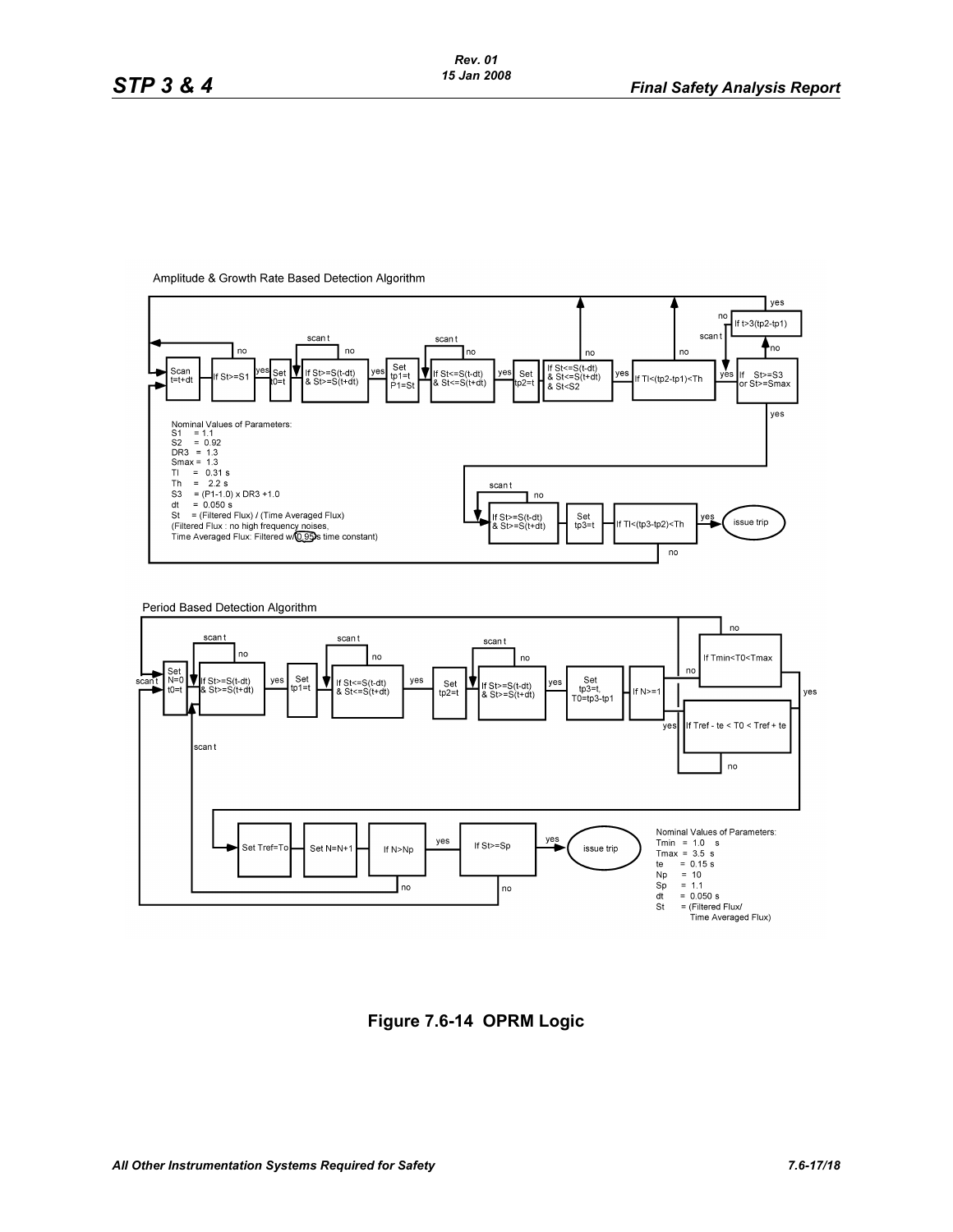Amplitude & Growth Rate Based Detection Algorithm

Scan t=t+dt

If St>=S1

yes

no

Set t0=t

If St>=S(t-dt) & St>=S(t+dt)

scan t

no

yes

Set tp1=t P1=St

If St<=S(t-dt) & St<=S(t+dt)

scan t

no

yes

Set tp2=t

If St<=S(t-dt) & St<=S(t+dt) & St<S2

no

yes

If Tl<(tp2-tp1)<Th

no

yes

If St>=S3 or St>=Smax

no

If t>3(tp2-tp1)

scan t

no

yes

yes

If St>=S(t-dt) & St>=S(t+dt)

scan t

no

Set tp3=t

If Tl<(tp3-tp2)<Th

yes

issue trip

no

Nominal Values of Parameters:
S1 = 1.1
S2 = 0.92
DR3 = 1.3
Smax = 1.3
Tl = 0.31 s
Th = 2.2 s
S3 = (P1-1.0) x DR3 +1.0
dt = 0.050 s
St = (Filtered Flux) / (Time Averaged Flux)
(Filtered Flux : no high frequency noises,
Time Averaged Flux: Filtered w/0.95s time constant)

Period Based Detection Algorithm

scan t

Set N=0 t0=t

If St>=S(t-dt) & St>=S(t+dt)

scan t

no

yes

Set tp1=t

If St<=S(t-dt) & St<=S(t+dt)

scan t

no

yes

Set tp2=t

If St>=S(t-dt) & St>=S(t+dt)

scan t

no

yes

Set tp3=t, T0=tp3-tp1

If N>=1

no

If Tmin<T0<Tmax

no

yes

yes

If Tref - te < T0 < Tref + te

no

Set Tref=To

Set N=N+1

If N>Np

no

yes

If St>=Sp

no

yes

issue trip

scan t

Nominal Values of Parameters:
Tmin = 1.0 s
Tmax = 3.5 s
te = 0.15 s
Np = 10
Sp = 1.1
dt = 0.050 s
St = (Filtered Flux/ Time Averaged Flux)

**Figure 7.6-14 OPRM Logic**